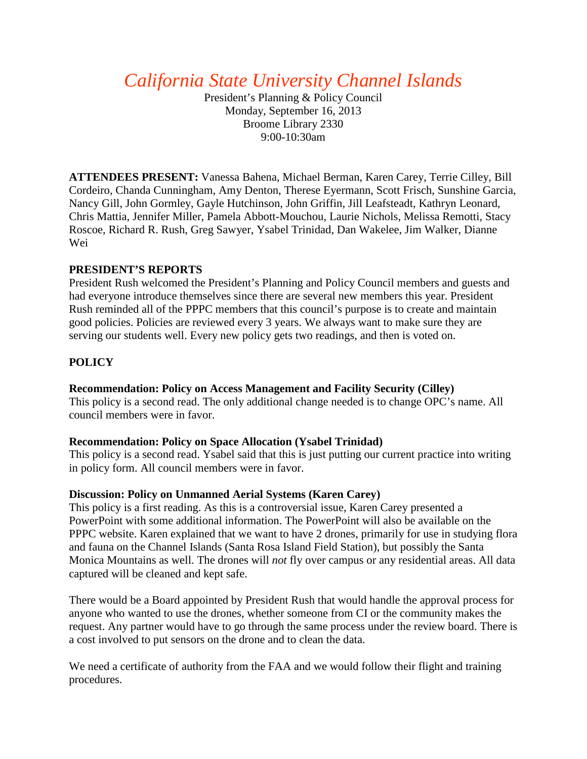# *California State University Channel Islands*

President's Planning & Policy Council
Monday, September 16, 2013
Broome Library 2330
9:00-10:30am

**ATTENDEES PRESENT:** Vanessa Bahena, Michael Berman, Karen Carey, Terrie Cilley, Bill Cordeiro, Chanda Cunningham, Amy Denton, Therese Eyermann, Scott Frisch, Sunshine Garcia, Nancy Gill, John Gormley, Gayle Hutchinson, John Griffin, Jill Leafsteadt, Kathryn Leonard, Chris Mattia, Jennifer Miller, Pamela Abbott-Mouchou, Laurie Nichols, Melissa Remotti, Stacy Roscoe, Richard R. Rush, Greg Sawyer, Ysabel Trinidad, Dan Wakelee, Jim Walker, Dianne Wei

**PRESIDENT'S REPORTS**

President Rush welcomed the President's Planning and Policy Council members and guests and had everyone introduce themselves since there are several new members this year. President Rush reminded all of the PPPC members that this council's purpose is to create and maintain good policies. Policies are reviewed every 3 years. We always want to make sure they are serving our students well. Every new policy gets two readings, and then is voted on.

**POLICY**

**Recommendation: Policy on Access Management and Facility Security (Cilley)**

This policy is a second read. The only additional change needed is to change OPC's name. All council members were in favor.

**Recommendation: Policy on Space Allocation (Ysabel Trinidad)**

This policy is a second read. Ysabel said that this is just putting our current practice into writing in policy form. All council members were in favor.

**Discussion: Policy on Unmanned Aerial Systems (Karen Carey)**

This policy is a first reading. As this is a controversial issue, Karen Carey presented a PowerPoint with some additional information. The PowerPoint will also be available on the PPPC website. Karen explained that we want to have 2 drones, primarily for use in studying flora and fauna on the Channel Islands (Santa Rosa Island Field Station), but possibly the Santa Monica Mountains as well. The drones will *not* fly over campus or any residential areas. All data captured will be cleaned and kept safe.

There would be a Board appointed by President Rush that would handle the approval process for anyone who wanted to use the drones, whether someone from CI or the community makes the request. Any partner would have to go through the same process under the review board. There is a cost involved to put sensors on the drone and to clean the data.

We need a certificate of authority from the FAA and we would follow their flight and training procedures.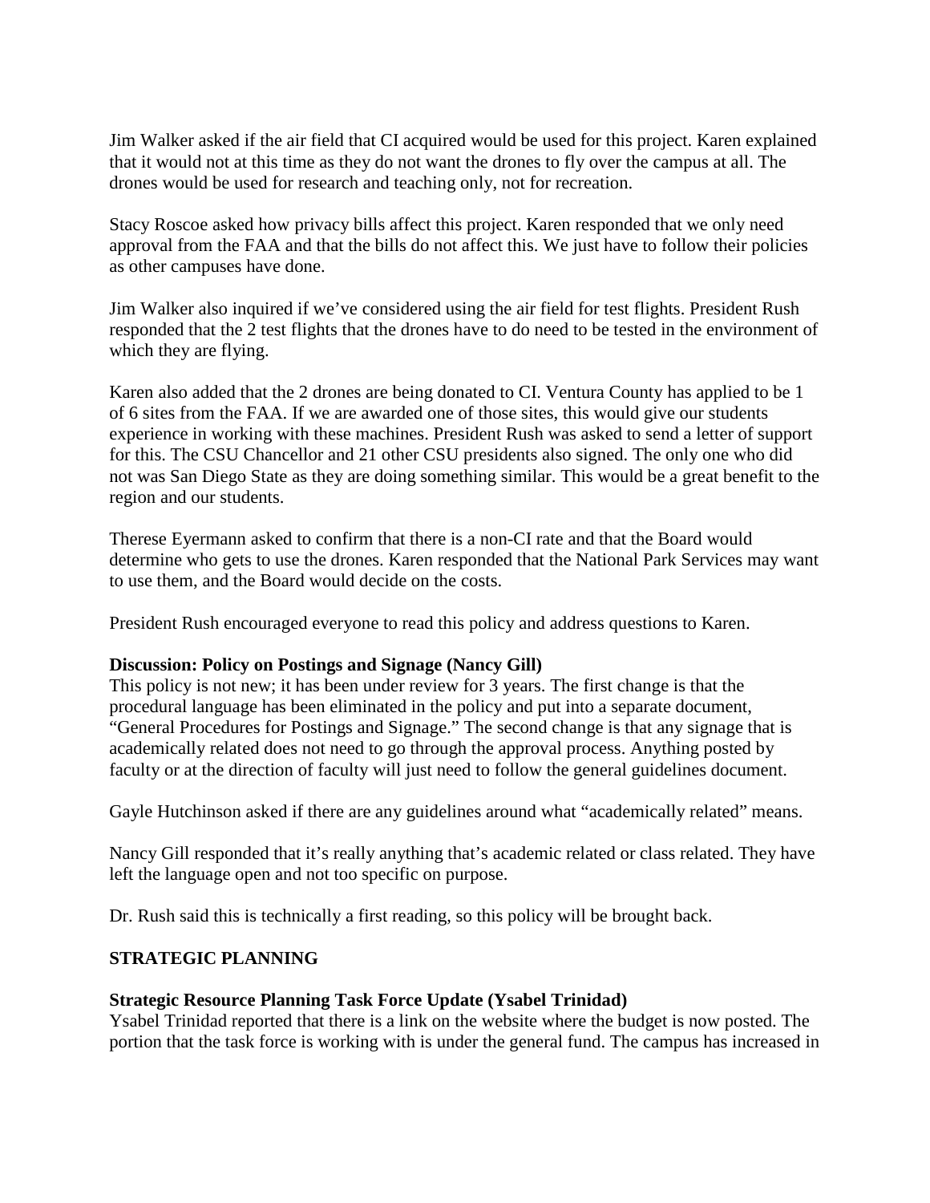Jim Walker asked if the air field that CI acquired would be used for this project. Karen explained that it would not at this time as they do not want the drones to fly over the campus at all. The drones would be used for research and teaching only, not for recreation.

Stacy Roscoe asked how privacy bills affect this project. Karen responded that we only need approval from the FAA and that the bills do not affect this. We just have to follow their policies as other campuses have done.

Jim Walker also inquired if we've considered using the air field for test flights. President Rush responded that the 2 test flights that the drones have to do need to be tested in the environment of which they are flying.

Karen also added that the 2 drones are being donated to CI. Ventura County has applied to be 1 of 6 sites from the FAA. If we are awarded one of those sites, this would give our students experience in working with these machines. President Rush was asked to send a letter of support for this. The CSU Chancellor and 21 other CSU presidents also signed. The only one who did not was San Diego State as they are doing something similar. This would be a great benefit to the region and our students.

Therese Eyermann asked to confirm that there is a non-CI rate and that the Board would determine who gets to use the drones. Karen responded that the National Park Services may want to use them, and the Board would decide on the costs.

President Rush encouraged everyone to read this policy and address questions to Karen.

**Discussion: Policy on Postings and Signage (Nancy Gill)**
This policy is not new; it has been under review for 3 years. The first change is that the procedural language has been eliminated in the policy and put into a separate document, "General Procedures for Postings and Signage." The second change is that any signage that is academically related does not need to go through the approval process. Anything posted by faculty or at the direction of faculty will just need to follow the general guidelines document.

Gayle Hutchinson asked if there are any guidelines around what "academically related" means.

Nancy Gill responded that it's really anything that's academic related or class related. They have left the language open and not too specific on purpose.

Dr. Rush said this is technically a first reading, so this policy will be brought back.

## STRATEGIC PLANNING

**Strategic Resource Planning Task Force Update (Ysabel Trinidad)**
Ysabel Trinidad reported that there is a link on the website where the budget is now posted. The portion that the task force is working with is under the general fund. The campus has increased in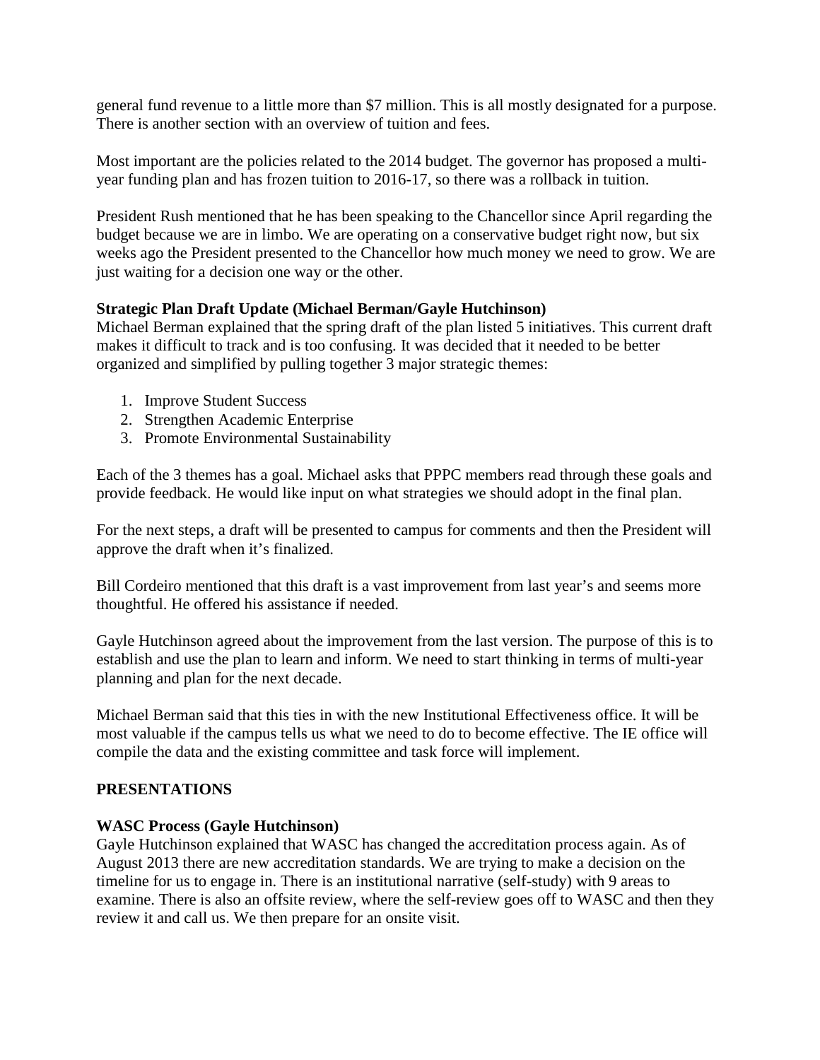general fund revenue to a little more than $7 million. This is all mostly designated for a purpose. There is another section with an overview of tuition and fees.

Most important are the policies related to the 2014 budget. The governor has proposed a multi-year funding plan and has frozen tuition to 2016-17, so there was a rollback in tuition.

President Rush mentioned that he has been speaking to the Chancellor since April regarding the budget because we are in limbo. We are operating on a conservative budget right now, but six weeks ago the President presented to the Chancellor how much money we need to grow. We are just waiting for a decision one way or the other.

**Strategic Plan Draft Update (Michael Berman/Gayle Hutchinson)**

Michael Berman explained that the spring draft of the plan listed 5 initiatives. This current draft makes it difficult to track and is too confusing. It was decided that it needed to be better organized and simplified by pulling together 3 major strategic themes:

1. Improve Student Success
2. Strengthen Academic Enterprise
3. Promote Environmental Sustainability

Each of the 3 themes has a goal. Michael asks that PPPC members read through these goals and provide feedback. He would like input on what strategies we should adopt in the final plan.

For the next steps, a draft will be presented to campus for comments and then the President will approve the draft when it's finalized.

Bill Cordeiro mentioned that this draft is a vast improvement from last year's and seems more thoughtful. He offered his assistance if needed.

Gayle Hutchinson agreed about the improvement from the last version. The purpose of this is to establish and use the plan to learn and inform. We need to start thinking in terms of multi-year planning and plan for the next decade.

Michael Berman said that this ties in with the new Institutional Effectiveness office. It will be most valuable if the campus tells us what we need to do to become effective. The IE office will compile the data and the existing committee and task force will implement.

## PRESENTATIONS

**WASC Process (Gayle Hutchinson)**

Gayle Hutchinson explained that WASC has changed the accreditation process again. As of August 2013 there are new accreditation standards. We are trying to make a decision on the timeline for us to engage in. There is an institutional narrative (self-study) with 9 areas to examine. There is also an offsite review, where the self-review goes off to WASC and then they review it and call us. We then prepare for an onsite visit.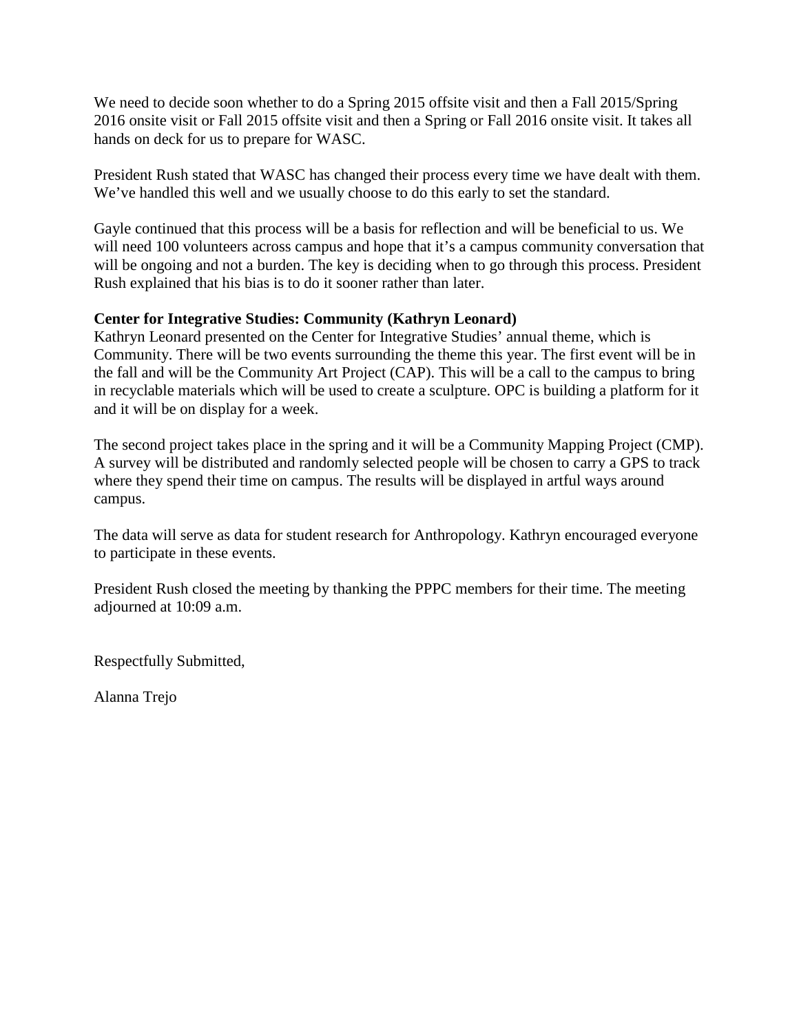We need to decide soon whether to do a Spring 2015 offsite visit and then a Fall 2015/Spring 2016 onsite visit or Fall 2015 offsite visit and then a Spring or Fall 2016 onsite visit. It takes all hands on deck for us to prepare for WASC.

President Rush stated that WASC has changed their process every time we have dealt with them. We've handled this well and we usually choose to do this early to set the standard.

Gayle continued that this process will be a basis for reflection and will be beneficial to us. We will need 100 volunteers across campus and hope that it's a campus community conversation that will be ongoing and not a burden. The key is deciding when to go through this process. President Rush explained that his bias is to do it sooner rather than later.

**Center for Integrative Studies: Community (Kathryn Leonard)**

Kathryn Leonard presented on the Center for Integrative Studies' annual theme, which is Community. There will be two events surrounding the theme this year. The first event will be in the fall and will be the Community Art Project (CAP). This will be a call to the campus to bring in recyclable materials which will be used to create a sculpture. OPC is building a platform for it and it will be on display for a week.

The second project takes place in the spring and it will be a Community Mapping Project (CMP). A survey will be distributed and randomly selected people will be chosen to carry a GPS to track where they spend their time on campus. The results will be displayed in artful ways around campus.

The data will serve as data for student research for Anthropology. Kathryn encouraged everyone to participate in these events.

President Rush closed the meeting by thanking the PPPC members for their time. The meeting adjourned at 10:09 a.m.

Respectfully Submitted,

Alanna Trejo